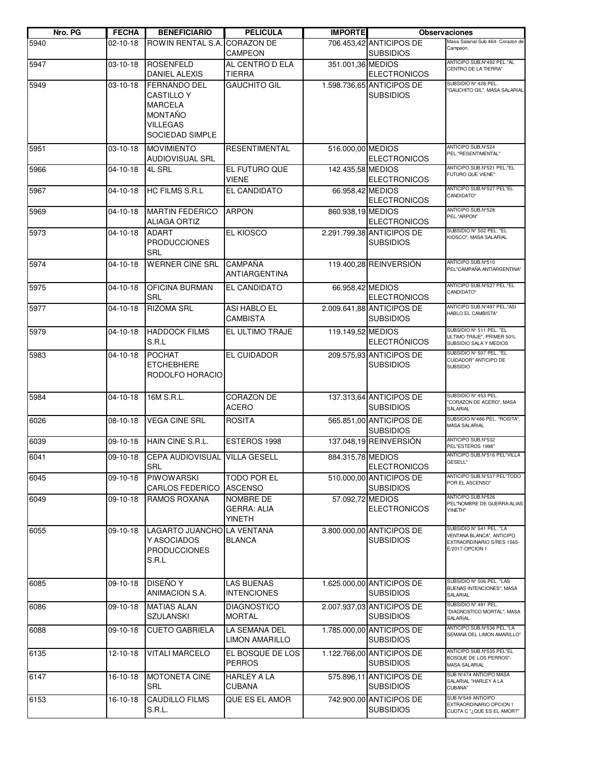| Nro. PG | FECHA | BENEFICIARIO | PELICULA | IMPORTE | | Observaciones |
|---|---|---|---|---|---|---|
| 5940 | 02-10-18 | ROWIN RENTAL S.A. | CORAZON DE CAMPEON | 706.453,42 | ANTICIPOS DE SUBSIDIOS | Masa Salarial-Sub 464- Corazon de Campeon. |
| 5947 | 03-10-18 | ROSENFELD DANIEL ALEXIS | AL CENTRO D ELA TIERRA | 351.001,36 | MEDIOS ELECTRONICOS | ANTICIPO SUB.N°492 PEL."AL CENTRO DE LA TIERRA" |
| 5949 | 03-10-18 | FERNANDO DEL CASTILLO Y MARCELA MONTAÑO VILLEGAS SOCIEDAD SIMPLE | GAUCHITO GIL | 1.598.736,65 | ANTICIPOS DE SUBSIDIOS | SUBSIDIO N° 428 PEL. "GAUCHITO GIL", MASA SALARIAL |
| 5951 | 03-10-18 | MOVIMIENTO AUDIOVISUAL SRL | RESENTIMENTAL | 516.000,00 | MEDIOS ELECTRONICOS | ANTICIPO SUB.N°524 PEL."RESENTIMENTAL" |
| 5966 | 04-10-18 | 4L SRL | EL FUTURO QUE VIENE | 142.435,58 | MEDIOS ELECTRONICOS | ANTICIPO SUB.N°521 PEL."EL FUTURO QUE VIENE" |
| 5967 | 04-10-18 | HC FILMS S.R.L | EL CANDIDATO | 66.958,42 | MEDIOS ELECTRONICOS | ANTICIPO SUB.N°527 PEL"EL CANDIDATO" |
| 5969 | 04-10-18 | MARTIN FEDERICO ALIAGA ORTIZ | ARPON | 860.938,19 | MEDIOS ELECTRONICOS | ANTICIPO SUB.N°528 PEL."ARPON" |
| 5973 | 04-10-18 | ADART PRODUCCIONES SRL | EL KIOSCO | 2.291.799,38 | ANTICIPOS DE SUBSIDIOS | SUBSIDIO N° 502 PEL. "EL KIOSCO", MASA SALARIAL |
| 5974 | 04-10-18 | WERNER CINE SRL | CAMPAÑA ANTIARGENTINA | 119.400,28 | REINVERSIÓN | ANTICIPO SUB.N°510 PEL"CAMPAÑA ANTIARGENTINA" |
| 5975 | 04-10-18 | OFICINA BURMAN SRL | EL CANDIDATO | 66.958,42 | MEDIOS ELECTRONICOS | ANTICIPO SUB.N°527 PEL."EL CANDIDATO" |
| 5977 | 04-10-18 | RIZOMA SRL | ASI HABLO EL CAMBISTA | 2.009.641,88 | ANTICIPOS DE SUBSIDIOS | ANTICIPO SUB.N°497 PEL."ASI HABLO EL CAMBISTA" |
| 5979 | 04-10-18 | HADDOCK FILMS S.R.L | EL ULTIMO TRAJE | 119.149,52 | MEDIOS ELECTRÓNICOS | SUBSIDIO N° 511 PEL. "EL ULTIMO TRAJE", PRIMER 50% SUBSIDIO SALA Y MEDIOS |
| 5983 | 04-10-18 | POCHAT ETCHEBHERE RODOLFO HORACIO | EL CUIDADOR | 209.575,93 | ANTICIPOS DE SUBSIDIOS | SUBSIDIO N° 507 PEL. "EL CUIDADOR" ANTICIPO DE SUBSIDIO |
| 5984 | 04-10-18 | 16M S.R.L. | CORAZON DE ACERO | 137.313,64 | ANTICIPOS DE SUBSIDIOS | SUBSIDIO N° 453 PEL. "CORAZON DE ACERO", MASA SALARIAL |
| 6026 | 08-10-18 | VEGA CINE SRL | ROSITA | 565.851,00 | ANTICIPOS DE SUBSIDIOS | SUBSIDIO N°486 PEL. "ROSITA", MASA SALARIAL |
| 6039 | 09-10-18 | HAIN CINE S.R.L. | ESTEROS 1998 | 137.048,19 | REINVERSIÓN | ANTICIPO SUB.N°532 PEL"ESTEROS 1998" |
| 6041 | 09-10-18 | CEPA AUDIOVISUAL SRL | VILLA GESELL | 884.315,78 | MEDIOS ELECTRONICOS | ANTICIPO SUB.N°516 PEL"VILLA GESELL" |
| 6045 | 09-10-18 | PIWOWARSKI CARLOS FEDERICO | TODO POR EL ASCENSO | 510.000,00 | ANTICIPOS DE SUBSIDIOS | ANTICIPO SUB.N°537 PEL"TODO POR EL ASCENSO" |
| 6049 | 09-10-18 | RAMOS ROXANA | NOMBRE DE GERRA: ALIA YINETH | 57.092,72 | MEDIOS ELECTRONICOS | ANTICIPO SUB.N°526 PEL"NOMBRE DE GUERRA:ALIAS YINETH" |
| 6055 | 09-10-18 | LAGARTO JUANCHO Y ASOCIADOS PRODUCCIONES S.R.L | LA VENTANA BLANCA | 3.800.000,00 | ANTICIPOS DE SUBSIDIOS | SUBSIDIO N° 541 PEL. "LA VENTANA BLANCA", ANTICIPO EXTRAORDINARIO S/RES 1565-E/2017-OPCION 1 |
| 6085 | 09-10-18 | DISEÑO Y ANIMACION S.A. | LAS BUENAS INTENCIONES | 1.625.000,00 | ANTICIPOS DE SUBSIDIOS | SUBSIDIO N° 506 PEL. "LAS BUENAS INTENCIONES", MASA SALARIAL |
| 6086 | 09-10-18 | MATIAS ALAN SZULANSKI | DIAGNOSTICO MORTAL | 2.007.937,03 | ANTICIPOS DE SUBSIDIOS | SUBSIDIO N° 491 PEL. "DIAGNOSTICO MORTAL", MASA SALARIAL |
| 6088 | 09-10-18 | CUETO GABRIELA | LA SEMANA DEL LIMON AMARILLO | 1.785.000,00 | ANTICIPOS DE SUBSIDIOS | ANTICIPO SUB.N°536 PEL."LA SEMANA DEL LIMON AMARILLO" |
| 6135 | 12-10-18 | VITALI MARCELO | EL BOSQUE DE LOS PERROS | 1.122.766,00 | ANTICIPOS DE SUBSIDIOS | ANTICIPO SUB.N°535 PEL"EL BOSQUE DE LOS PERROS"-MASA SALARIAL |
| 6147 | 16-10-18 | MOTONETA CINE SRL | HARLEY A LA CUBANA | 575.896,11 | ANTICIPOS DE SUBSIDIOS | SUB N°474 ANTICIPO MASA SALARIAL "HARLEY A LA CUBANA" |
| 6153 | 16-10-18 | CAUDILLO FILMS S.R.L. | QUE ES EL AMOR | 742.900,00 | ANTICIPOS DE SUBSIDIOS | SUB N°549 ANTICIPO EXTRAORDINARIO OPCION 1 CUOTA C "¿QUE ES EL AMOR?" |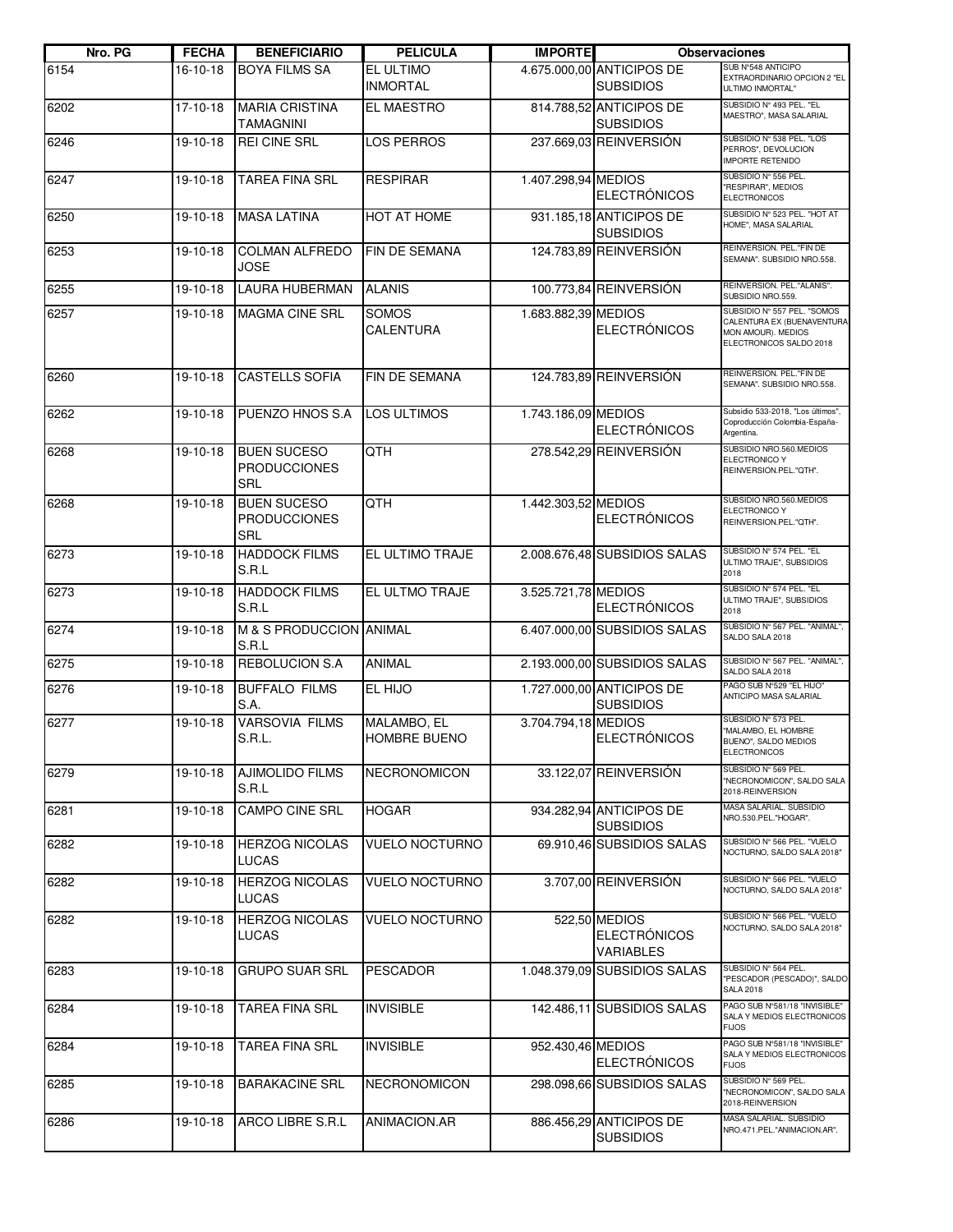| Nro. PG | FECHA | BENEFICIARIO | PELICULA | IMPORTE | Observaciones | |
|---|---|---|---|---|---|---|
| 6154 | 16-10-18 | BOYA FILMS SA | EL ULTIMO INMORTAL | 4.675.000,00 | ANTICIPOS DE SUBSIDIOS | SUB N°548 ANTICIPO EXTRAORDINARIO OPCION 2 "EL ULTIMO INMORTAL" |
| 6202 | 17-10-18 | MARIA CRISTINA TAMAGNINI | EL MAESTRO | 814.788,52 | ANTICIPOS DE SUBSIDIOS | SUBSIDIO N° 493 PEL. "EL MAESTRO", MASA SALARIAL |
| 6246 | 19-10-18 | REI CINE SRL | LOS PERROS | 237.669,03 | REINVERSIÓN | SUBSIDIO N° 538 PEL. "LOS PERROS", DEVOLUCION IMPORTE RETENIDO |
| 6247 | 19-10-18 | TAREA FINA SRL | RESPIRAR | 1.407.298,94 | MEDIOS ELECTRÓNICOS | SUBSIDIO N° 556 PEL. "RESPIRAR", MEDIOS ELECTRONICOS |
| 6250 | 19-10-18 | MASA LATINA | HOT AT HOME | 931.185,18 | ANTICIPOS DE SUBSIDIOS | SUBSIDIO N° 523 PEL. "HOT AT HOME", MASA SALARIAL |
| 6253 | 19-10-18 | COLMAN ALFREDO JOSE | FIN DE SEMANA | 124.783,89 | REINVERSIÓN | REINVERSION. PEL."FIN DE SEMANA". SUBSIDIO NRO.558. |
| 6255 | 19-10-18 | LAURA HUBERMAN | ALANIS | 100.773,84 | REINVERSIÓN | REINVERSION. PEL."ALANIS". SUBSIDIO NRO.559. |
| 6257 | 19-10-18 | MAGMA CINE SRL | SOMOS CALENTURA | 1.683.882,39 | MEDIOS ELECTRÓNICOS | SUBSIDIO N° 557 PEL. "SOMOS CALENTURA EX (BUENAVENTURA MON AMOUR). MEDIOS ELECTRONICOS SALDO 2018 |
| 6260 | 19-10-18 | CASTELLS SOFIA | FIN DE SEMANA | 124.783,89 | REINVERSIÓN | REINVERSION. PEL."FIN DE SEMANA". SUBSIDIO NRO.558. |
| 6262 | 19-10-18 | PUENZO HNOS S.A | LOS ULTIMOS | 1.743.186,09 | MEDIOS ELECTRÓNICOS | Subsidio 533-2018, "Los últimos", Coproducción Colombia-España-Argentina. |
| 6268 | 19-10-18 | BUEN SUCESO PRODUCCIONES SRL | QTH | 278.542,29 | REINVERSIÓN | SUBSIDIO NRO.560.MEDIOS ELECTRONICO Y REINVERSION.PEL."QTH". |
| 6268 | 19-10-18 | BUEN SUCESO PRODUCCIONES SRL | QTH | 1.442.303,52 | MEDIOS ELECTRÓNICOS | SUBSIDIO NRO.560.MEDIOS ELECTRONICO Y REINVERSION.PEL."QTH". |
| 6273 | 19-10-18 | HADDOCK FILMS S.R.L | EL ULTIMO TRAJE | 2.008.676,48 | SUBSIDIOS SALAS | SUBSIDIO N° 574 PEL. "EL ULTIMO TRAJE", SUBSIDIOS 2018 |
| 6273 | 19-10-18 | HADDOCK FILMS S.R.L | EL ULTMO TRAJE | 3.525.721,78 | MEDIOS ELECTRÓNICOS | SUBSIDIO N° 574 PEL. "EL ULTIMO TRAJE", SUBSIDIOS 2018 |
| 6274 | 19-10-18 | M & S PRODUCCION S.R.L | ANIMAL | 6.407.000,00 | SUBSIDIOS SALAS | SUBSIDIO N° 567 PEL. "ANIMAL", SALDO SALA 2018 |
| 6275 | 19-10-18 | REBOLUCION S.A | ANIMAL | 2.193.000,00 | SUBSIDIOS SALAS | SUBSIDIO N° 567 PEL. "ANIMAL", SALDO SALA 2018 |
| 6276 | 19-10-18 | BUFFALO FILMS S.A. | EL HIJO | 1.727.000,00 | ANTICIPOS DE SUBSIDIOS | PAGO SUB N°529 "EL HIJO" ANTICIPO MASA SALARIAL |
| 6277 | 19-10-18 | VARSOVIA FILMS S.R.L. | MALAMBO, EL HOMBRE BUENO | 3.704.794,18 | MEDIOS ELECTRÓNICOS | SUBSIDIO N° 573 PEL. "MALAMBO, EL HOMBRE BUENO", SALDO MEDIOS ELECTRONICOS |
| 6279 | 19-10-18 | AJIMOLIDO FILMS S.R.L | NECRONOMICON | 33.122,07 | REINVERSIÓN | SUBSIDIO N° 569 PEL. "NECRONOMICON", SALDO SALA 2018-REINVERSION |
| 6281 | 19-10-18 | CAMPO CINE SRL | HOGAR | 934.282,94 | ANTICIPOS DE SUBSIDIOS | MASA SALARIAL. SUBSIDIO NRO.530.PEL."HOGAR". |
| 6282 | 19-10-18 | HERZOG NICOLAS LUCAS | VUELO NOCTURNO | 69.910,46 | SUBSIDIOS SALAS | SUBSIDIO N° 566 PEL. "VUELO NOCTURNO, SALDO SALA 2018" |
| 6282 | 19-10-18 | HERZOG NICOLAS LUCAS | VUELO NOCTURNO | 3.707,00 | REINVERSIÓN | SUBSIDIO N° 566 PEL. "VUELO NOCTURNO, SALDO SALA 2018" |
| 6282 | 19-10-18 | HERZOG NICOLAS LUCAS | VUELO NOCTURNO | 522,50 | MEDIOS ELECTRÓNICOS VARIABLES | SUBSIDIO N° 566 PEL. "VUELO NOCTURNO, SALDO SALA 2018" |
| 6283 | 19-10-18 | GRUPO SUAR SRL | PESCADOR | 1.048.379,09 | SUBSIDIOS SALAS | SUBSIDIO N° 564 PEL. "PESCADOR (PESCADO)", SALDO SALA 2018 |
| 6284 | 19-10-18 | TAREA FINA SRL | INVISIBLE | 142.486,11 | SUBSIDIOS SALAS | PAGO SUB N°581/18 "INVISIBLE" SALA Y MEDIOS ELECTRONICOS FIJOS |
| 6284 | 19-10-18 | TAREA FINA SRL | INVISIBLE | 952.430,46 | MEDIOS ELECTRÓNICOS | PAGO SUB N°581/18 "INVISIBLE" SALA Y MEDIOS ELECTRONICOS FIJOS |
| 6285 | 19-10-18 | BARAKACINE SRL | NECRONOMICON | 298.098,66 | SUBSIDIOS SALAS | SUBSIDIO N° 569 PEL. "NECRONOMICON", SALDO SALA 2018-REINVERSION |
| 6286 | 19-10-18 | ARCO LIBRE S.R.L | ANIMACION.AR | 886.456,29 | ANTICIPOS DE SUBSIDIOS | MASA SALARIAL. SUBSIDIO NRO.471.PEL."ANIMACION.AR". |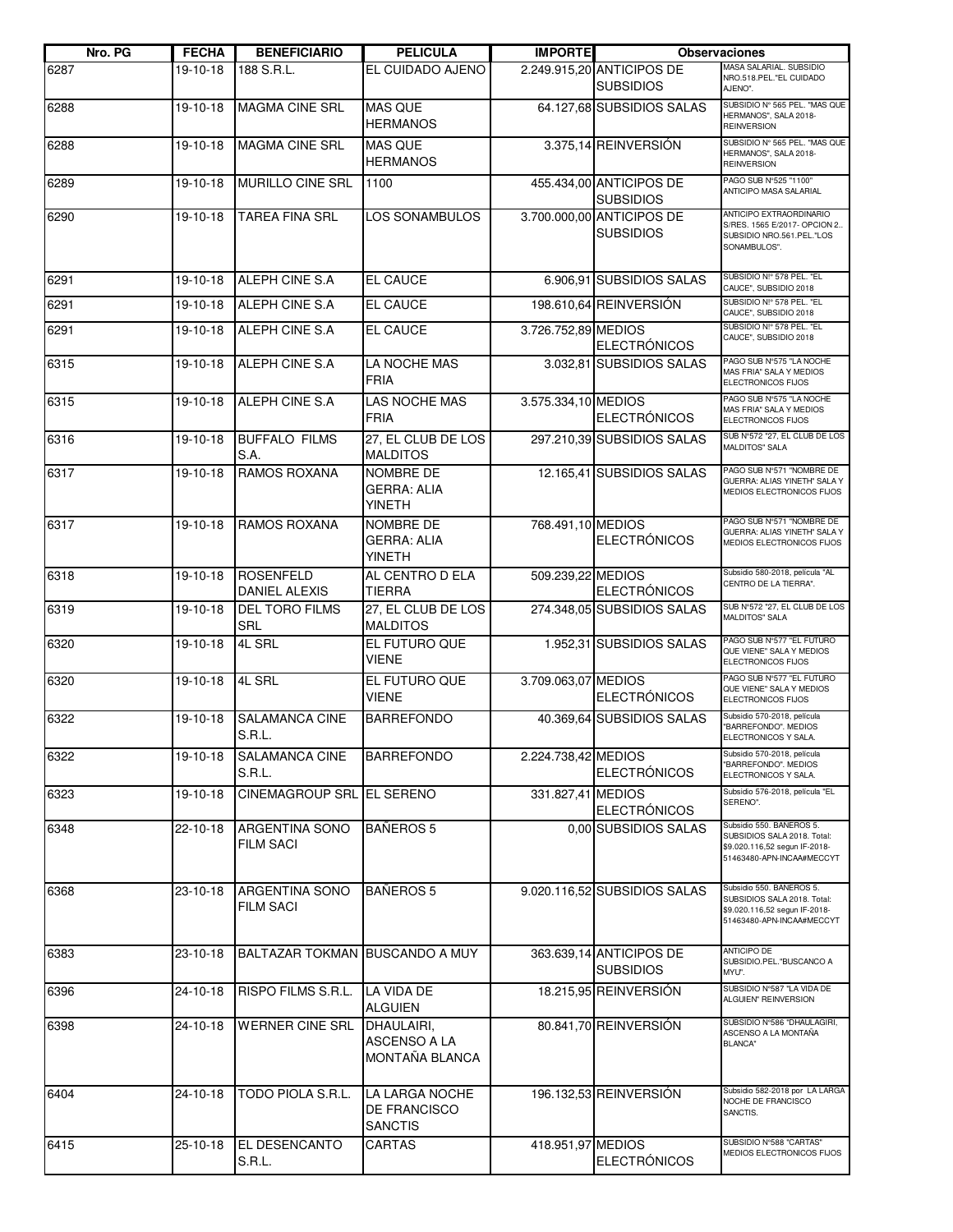| Nro. PG | FECHA | BENEFICIARIO | PELICULA | IMPORTE | Observaciones | |
|---|---|---|---|---|---|---|
| 6287 | 19-10-18 | 188 S.R.L. | EL CUIDADO AJENO | 2.249.915,20 | ANTICIPOS DE SUBSIDIOS | MASA SALARIAL. SUBSIDIO NRO.518.PEL."EL CUIDADO AJENO". |
| 6288 | 19-10-18 | MAGMA CINE SRL | MAS QUE HERMANOS | 64.127,68 | SUBSIDIOS SALAS | SUBSIDIO N° 565 PEL. "MAS QUE HERMANOS", SALA 2018-REINVERSION |
| 6288 | 19-10-18 | MAGMA CINE SRL | MAS QUE HERMANOS | 3.375,14 | REINVERSIÓN | SUBSIDIO N° 565 PEL. "MAS QUE HERMANOS", SALA 2018-REINVERSION |
| 6289 | 19-10-18 | MURILLO CINE SRL | 1100 | 455.434,00 | ANTICIPOS DE SUBSIDIOS | PAGO SUB N°525 "1100" ANTICIPO MASA SALARIAL |
| 6290 | 19-10-18 | TAREA FINA SRL | LOS SONAMBULOS | 3.700.000,00 | ANTICIPOS DE SUBSIDIOS | ANTICIPO EXTRAORDINARIO S/RES. 1565 E/2017- OPCION 2.. SUBSIDIO NRO.561.PEL."LOS SONAMBULOS". |
| 6291 | 19-10-18 | ALEPH CINE S.A | EL CAUCE | 6.906,91 | SUBSIDIOS SALAS | SUBSIDIO N!° 578 PEL. "EL CAUCE", SUBSIDIO 2018 |
| 6291 | 19-10-18 | ALEPH CINE S.A | EL CAUCE | 198.610,64 | REINVERSIÓN | SUBSIDIO N!° 578 PEL. "EL CAUCE", SUBSIDIO 2018 |
| 6291 | 19-10-18 | ALEPH CINE S.A | EL CAUCE | 3.726.752,89 | MEDIOS ELECTRÓNICOS | SUBSIDIO N!° 578 PEL. "EL CAUCE", SUBSIDIO 2018 |
| 6315 | 19-10-18 | ALEPH CINE S.A | LA NOCHE MAS FRIA | 3.032,81 | SUBSIDIOS SALAS | PAGO SUB N°575 "LA NOCHE MAS FRIA" SALA Y MEDIOS ELECTRONICOS FIJOS |
| 6315 | 19-10-18 | ALEPH CINE S.A | LAS NOCHE MAS FRIA | 3.575.334,10 | MEDIOS ELECTRÓNICOS | PAGO SUB N°575 "LA NOCHE MAS FRIA" SALA Y MEDIOS ELECTRONICOS FIJOS |
| 6316 | 19-10-18 | BUFFALO FILMS S.A. | 27, EL CLUB DE LOS MALDITOS | 297.210,39 | SUBSIDIOS SALAS | SUB N°572 "27, EL CLUB DE LOS MALDITOS" SALA |
| 6317 | 19-10-18 | RAMOS ROXANA | NOMBRE DE GERRA: ALIA YINETH | 12.165,41 | SUBSIDIOS SALAS | PAGO SUB N°571 "NOMBRE DE GUERRA: ALIAS YINETH" SALA Y MEDIOS ELECTRONICOS FIJOS |
| 6317 | 19-10-18 | RAMOS ROXANA | NOMBRE DE GERRA: ALIA YINETH | 768.491,10 | MEDIOS ELECTRÓNICOS | PAGO SUB N°571 "NOMBRE DE GUERRA: ALIAS YINETH" SALA Y MEDIOS ELECTRONICOS FIJOS |
| 6318 | 19-10-18 | ROSENFELD DANIEL ALEXIS | AL CENTRO D ELA TIERRA | 509.239,22 | MEDIOS ELECTRÓNICOS | Subsidio 580-2018, película "AL CENTRO DE LA TIERRA". |
| 6319 | 19-10-18 | DEL TORO FILMS SRL | 27, EL CLUB DE LOS MALDITOS | 274.348,05 | SUBSIDIOS SALAS | SUB N°572 "27, EL CLUB DE LOS MALDITOS" SALA |
| 6320 | 19-10-18 | 4L SRL | EL FUTURO QUE VIENE | 1.952,31 | SUBSIDIOS SALAS | PAGO SUB N°577 "EL FUTURO QUE VIENE" SALA Y MEDIOS ELECTRONICOS FIJOS |
| 6320 | 19-10-18 | 4L SRL | EL FUTURO QUE VIENE | 3.709.063,07 | MEDIOS ELECTRÓNICOS | PAGO SUB N°577 "EL FUTURO QUE VIENE" SALA Y MEDIOS ELECTRONICOS FIJOS |
| 6322 | 19-10-18 | SALAMANCA CINE S.R.L. | BARREFONDO | 40.369,64 | SUBSIDIOS SALAS | Subsidio 570-2018, película "BARREFONDO". MEDIOS ELECTRONICOS Y SALA. |
| 6322 | 19-10-18 | SALAMANCA CINE S.R.L. | BARREFONDO | 2.224.738,42 | MEDIOS ELECTRÓNICOS | Subsidio 570-2018, película "BARREFONDO". MEDIOS ELECTRONICOS Y SALA. |
| 6323 | 19-10-18 | CINEMAGROUP SRL | EL SERENO | 331.827,41 | MEDIOS ELECTRÓNICOS | Subsidio 576-2018, película "EL SERENO". |
| 6348 | 22-10-18 | ARGENTINA SONO FILM SACI | BAÑEROS 5 | 0,00 | SUBSIDIOS SALAS | Subsidio 550. BANEROS 5. SUBSIDIOS SALA 2018. Total: $9.020.116,52 segun IF-2018-51463480-APN-INCAA#MECCYT |
| 6368 | 23-10-18 | ARGENTINA SONO FILM SACI | BAÑEROS 5 | 9.020.116,52 | SUBSIDIOS SALAS | Subsidio 550. BANEROS 5. SUBSIDIOS SALA 2018. Total: $9.020.116,52 segun IF-2018-51463480-APN-INCAA#MECCYT |
| 6383 | 23-10-18 | BALTAZAR TOKMAN | BUSCANDO A MUY | 363.639,14 | ANTICIPOS DE SUBSIDIOS | ANTICIPO DE SUBSIDIO.PEL."BUSCANO A MYU". |
| 6396 | 24-10-18 | RISPO FILMS S.R.L. | LA VIDA DE ALGUIEN | 18.215,95 | REINVERSIÓN | SUBSIDIO N°587 "LA VIDA DE ALGUIEN" REINVERSION |
| 6398 | 24-10-18 | WERNER CINE SRL | DHAULAIRI, ASCENSO A LA MONTAÑA BLANCA | 80.841,70 | REINVERSIÓN | SUBSIDIO N°586 "DHAULAGIRI, ASCENSO A LA MONTAÑA BLANCA" |
| 6404 | 24-10-18 | TODO PIOLA S.R.L. | LA LARGA NOCHE DE FRANCISCO SANCTIS | 196.132,53 | REINVERSIÓN | Subsidio 582-2018 por LA LARGA NOCHE DE FRANCISCO SANCTIS. |
| 6415 | 25-10-18 | EL DESENCANTO S.R.L. | CARTAS | 418.951,97 | MEDIOS ELECTRÓNICOS | SUBSIDIO N°588 "CARTAS" MEDIOS ELECTRONICOS FIJOS |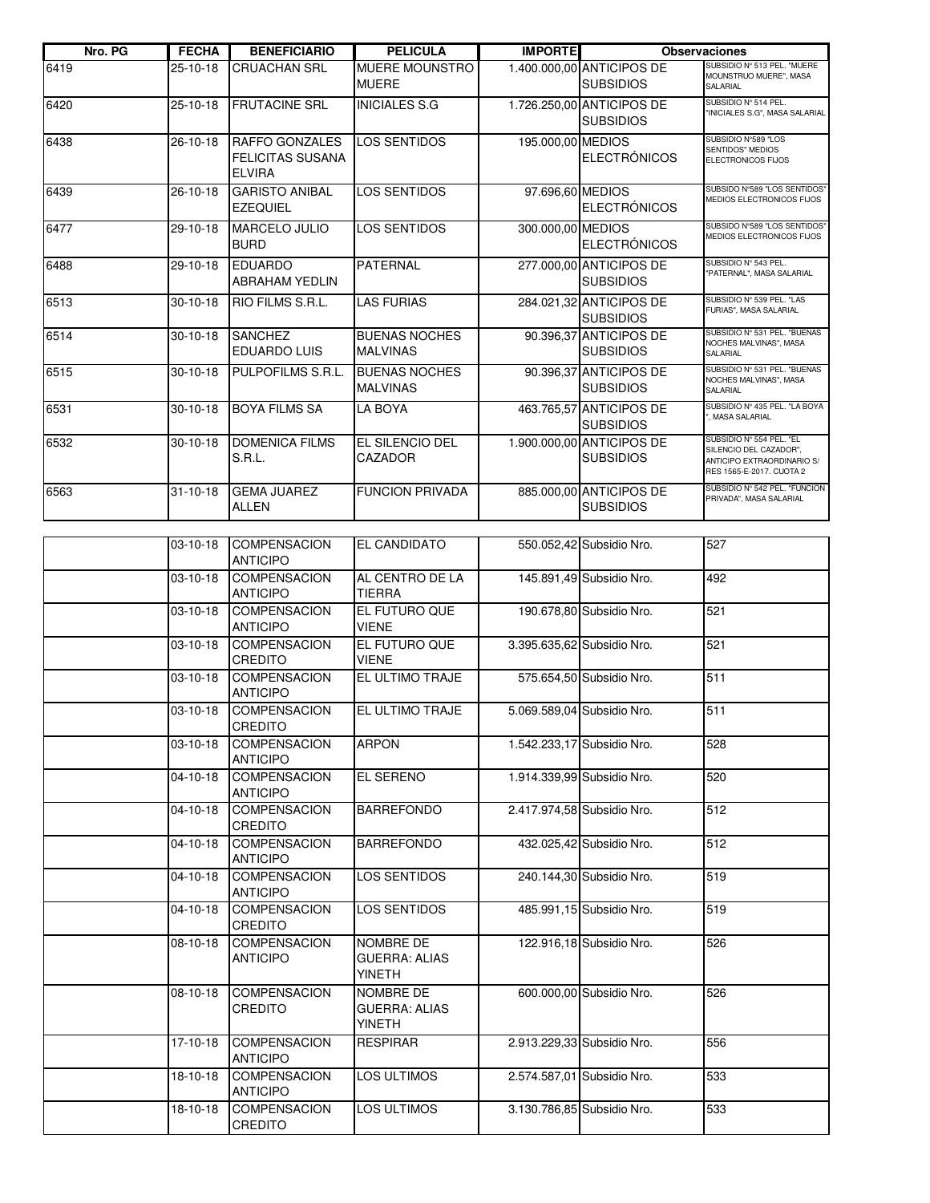| Nro. PG | FECHA | BENEFICIARIO | PELICULA | IMPORTE | Observaciones | |
|---|---|---|---|---|---|---|
| 6419 | 25-10-18 | CRUACHAN SRL | MUERE MOUNSTRO MUERE | 1.400.000,00 | ANTICIPOS DE SUBSIDIOS | SUBSIDIO N° 513 PEL. "MUERE MOUNSTRUO MUERE", MASA SALARIAL |
| 6420 | 25-10-18 | FRUTACINE SRL | INICIALES S.G | 1.726.250,00 | ANTICIPOS DE SUBSIDIOS | SUBSIDIO N° 514 PEL. "INICIALES S.G", MASA SALARIAL |
| 6438 | 26-10-18 | RAFFO GONZALES FELICITAS SUSANA ELVIRA | LOS SENTIDOS | 195.000,00 | MEDIOS ELECTRÓNICOS | SUBSIDIO N°589 "LOS SENTIDOS" MEDIOS ELECTRONICOS FIJOS |
| 6439 | 26-10-18 | GARISTO ANIBAL EZEQUIEL | LOS SENTIDOS | 97.696,60 | MEDIOS ELECTRÓNICOS | SUBSIDO N°589 "LOS SENTIDOS" MEDIOS ELECTRONICOS FIJOS |
| 6477 | 29-10-18 | MARCELO JULIO BURD | LOS SENTIDOS | 300.000,00 | MEDIOS ELECTRÓNICOS | SUBSIDIO N°589 "LOS SENTIDOS" MEDIOS ELECTRONICOS FIJOS |
| 6488 | 29-10-18 | EDUARDO ABRAHAM YEDLIN | PATERNAL | 277.000,00 | ANTICIPOS DE SUBSIDIOS | SUBSIDIO N° 543 PEL. "PATERNAL", MASA SALARIAL |
| 6513 | 30-10-18 | RIO FILMS S.R.L. | LAS FURIAS | 284.021,32 | ANTICIPOS DE SUBSIDIOS | SUBSIDIO N° 539 PEL. "LAS FURIAS", MASA SALARIAL |
| 6514 | 30-10-18 | SANCHEZ EDUARDO LUIS | BUENAS NOCHES MALVINAS | 90.396,37 | ANTICIPOS DE SUBSIDIOS | SUBSIDIO N° 531 PEL. "BUENAS NOCHES MALVINAS", MASA SALARIAL |
| 6515 | 30-10-18 | PULPOFILMS S.R.L. | BUENAS NOCHES MALVINAS | 90.396,37 | ANTICIPOS DE SUBSIDIOS | SUBSIDIO N° 531 PEL. "BUENAS NOCHES MALVINAS", MASA SALARIAL |
| 6531 | 30-10-18 | BOYA FILMS SA | LA BOYA | 463.765,57 | ANTICIPOS DE SUBSIDIOS | SUBSIDIO N° 435 PEL. "LA BOYA ", MASA SALARIAL |
| 6532 | 30-10-18 | DOMENICA FILMS S.R.L. | EL SILENCIO DEL CAZADOR | 1.900.000,00 | ANTICIPOS DE SUBSIDIOS | SUBSIDIO N° 554 PEL. "EL SILENCIO DEL CAZADOR", ANTICIPO EXTRAORDINARIO S/ RES 1565-E-2017. CUOTA 2 |
| 6563 | 31-10-18 | GEMA JUAREZ ALLEN | FUNCION PRIVADA | 885.000,00 | ANTICIPOS DE SUBSIDIOS | SUBSIDIO N° 542 PEL. "FUNCION PRIVADA", MASA SALARIAL |

| | FECHA | BENEFICIARIO | PELICULA | IMPORTE | | |
|---|---|---|---|---|---|---|
| | 03-10-18 | COMPENSACION ANTICIPO | EL CANDIDATO | 550.052,42 | Subsidio Nro. | 527 |
| | 03-10-18 | COMPENSACION ANTICIPO | AL CENTRO DE LA TIERRA | 145.891,49 | Subsidio Nro. | 492 |
| | 03-10-18 | COMPENSACION ANTICIPO | EL FUTURO QUE VIENE | 190.678,80 | Subsidio Nro. | 521 |
| | 03-10-18 | COMPENSACION CREDITO | EL FUTURO QUE VIENE | 3.395.635,62 | Subsidio Nro. | 521 |
| | 03-10-18 | COMPENSACION ANTICIPO | EL ULTIMO TRAJE | 575.654,50 | Subsidio Nro. | 511 |
| | 03-10-18 | COMPENSACION CREDITO | EL ULTIMO TRAJE | 5.069.589,04 | Subsidio Nro. | 511 |
| | 03-10-18 | COMPENSACION ANTICIPO | ARPON | 1.542.233,17 | Subsidio Nro. | 528 |
| | 04-10-18 | COMPENSACION ANTICIPO | EL SERENO | 1.914.339,99 | Subsidio Nro. | 520 |
| | 04-10-18 | COMPENSACION CREDITO | BARREFONDO | 2.417.974,58 | Subsidio Nro. | 512 |
| | 04-10-18 | COMPENSACION ANTICIPO | BARREFONDO | 432.025,42 | Subsidio Nro. | 512 |
| | 04-10-18 | COMPENSACION ANTICIPO | LOS SENTIDOS | 240.144,30 | Subsidio Nro. | 519 |
| | 04-10-18 | COMPENSACION CREDITO | LOS SENTIDOS | 485.991,15 | Subsidio Nro. | 519 |
| | 08-10-18 | COMPENSACION ANTICIPO | NOMBRE DE GUERRA: ALIAS YINETH | 122.916,18 | Subsidio Nro. | 526 |
| | 08-10-18 | COMPENSACION CREDITO | NOMBRE DE GUERRA: ALIAS YINETH | 600.000,00 | Subsidio Nro. | 526 |
| | 17-10-18 | COMPENSACION ANTICIPO | RESPIRAR | 2.913.229,33 | Subsidio Nro. | 556 |
| | 18-10-18 | COMPENSACION ANTICIPO | LOS ULTIMOS | 2.574.587,01 | Subsidio Nro. | 533 |
| | 18-10-18 | COMPENSACION CREDITO | LOS ULTIMOS | 3.130.786,85 | Subsidio Nro. | 533 |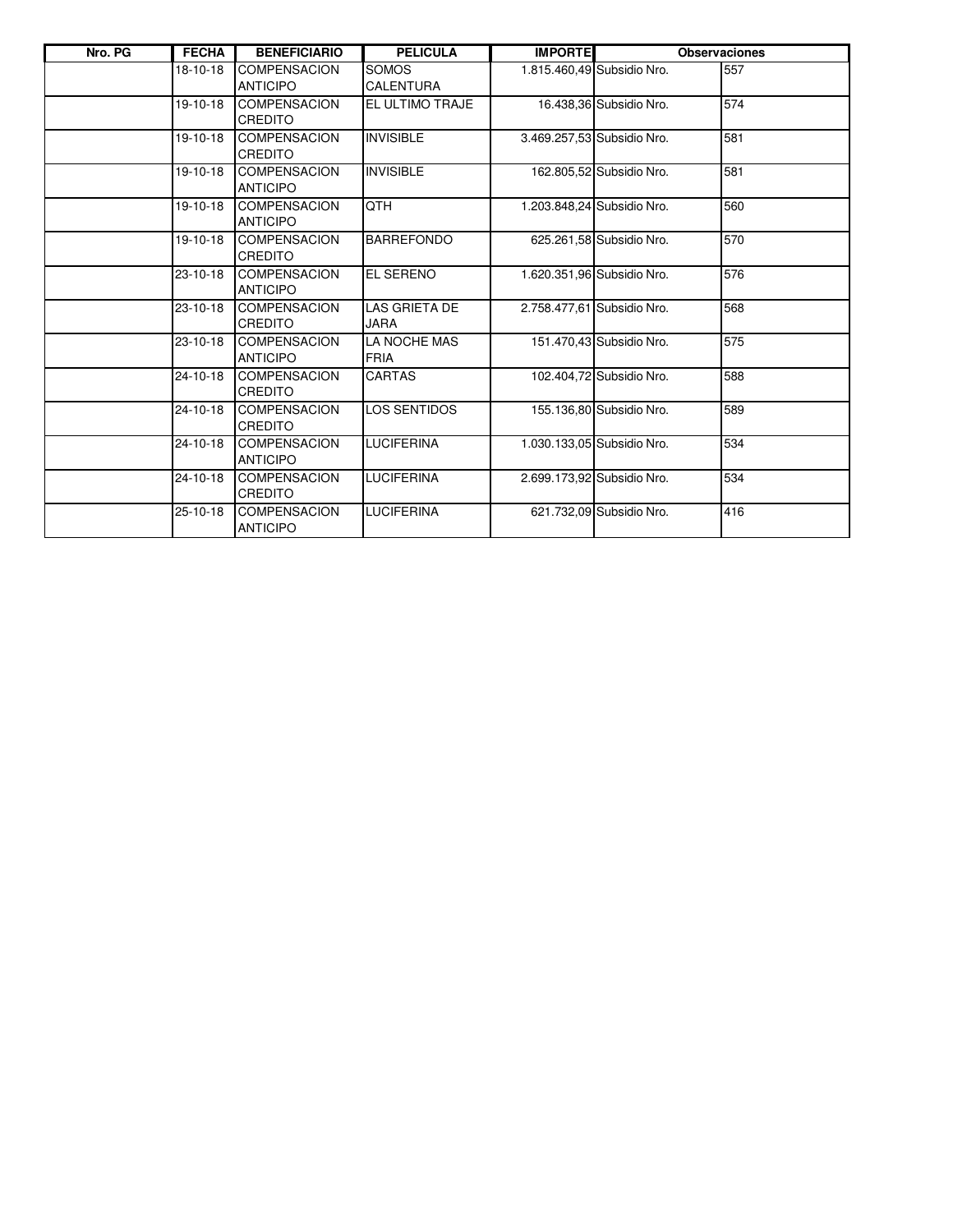| Nro. PG | FECHA | BENEFICIARIO | PELICULA | IMPORTE | Observaciones | |
|---|---|---|---|---|---|---|
| | 18-10-18 | COMPENSACION ANTICIPO | SOMOS CALENTURA | 1.815.460,49 | Subsidio Nro. | 557 |
| | 19-10-18 | COMPENSACION CREDITO | EL ULTIMO TRAJE | 16.438,36 | Subsidio Nro. | 574 |
| | 19-10-18 | COMPENSACION CREDITO | INVISIBLE | 3.469.257,53 | Subsidio Nro. | 581 |
| | 19-10-18 | COMPENSACION ANTICIPO | INVISIBLE | 162.805,52 | Subsidio Nro. | 581 |
| | 19-10-18 | COMPENSACION ANTICIPO | QTH | 1.203.848,24 | Subsidio Nro. | 560 |
| | 19-10-18 | COMPENSACION CREDITO | BARREFONDO | 625.261,58 | Subsidio Nro. | 570 |
| | 23-10-18 | COMPENSACION ANTICIPO | EL SERENO | 1.620.351,96 | Subsidio Nro. | 576 |
| | 23-10-18 | COMPENSACION CREDITO | LAS GRIETA DE JARA | 2.758.477,61 | Subsidio Nro. | 568 |
| | 23-10-18 | COMPENSACION ANTICIPO | LA NOCHE MAS FRIA | 151.470,43 | Subsidio Nro. | 575 |
| | 24-10-18 | COMPENSACION CREDITO | CARTAS | 102.404,72 | Subsidio Nro. | 588 |
| | 24-10-18 | COMPENSACION CREDITO | LOS SENTIDOS | 155.136,80 | Subsidio Nro. | 589 |
| | 24-10-18 | COMPENSACION ANTICIPO | LUCIFERINA | 1.030.133,05 | Subsidio Nro. | 534 |
| | 24-10-18 | COMPENSACION CREDITO | LUCIFERINA | 2.699.173,92 | Subsidio Nro. | 534 |
| | 25-10-18 | COMPENSACION ANTICIPO | LUCIFERINA | 621.732,09 | Subsidio Nro. | 416 |